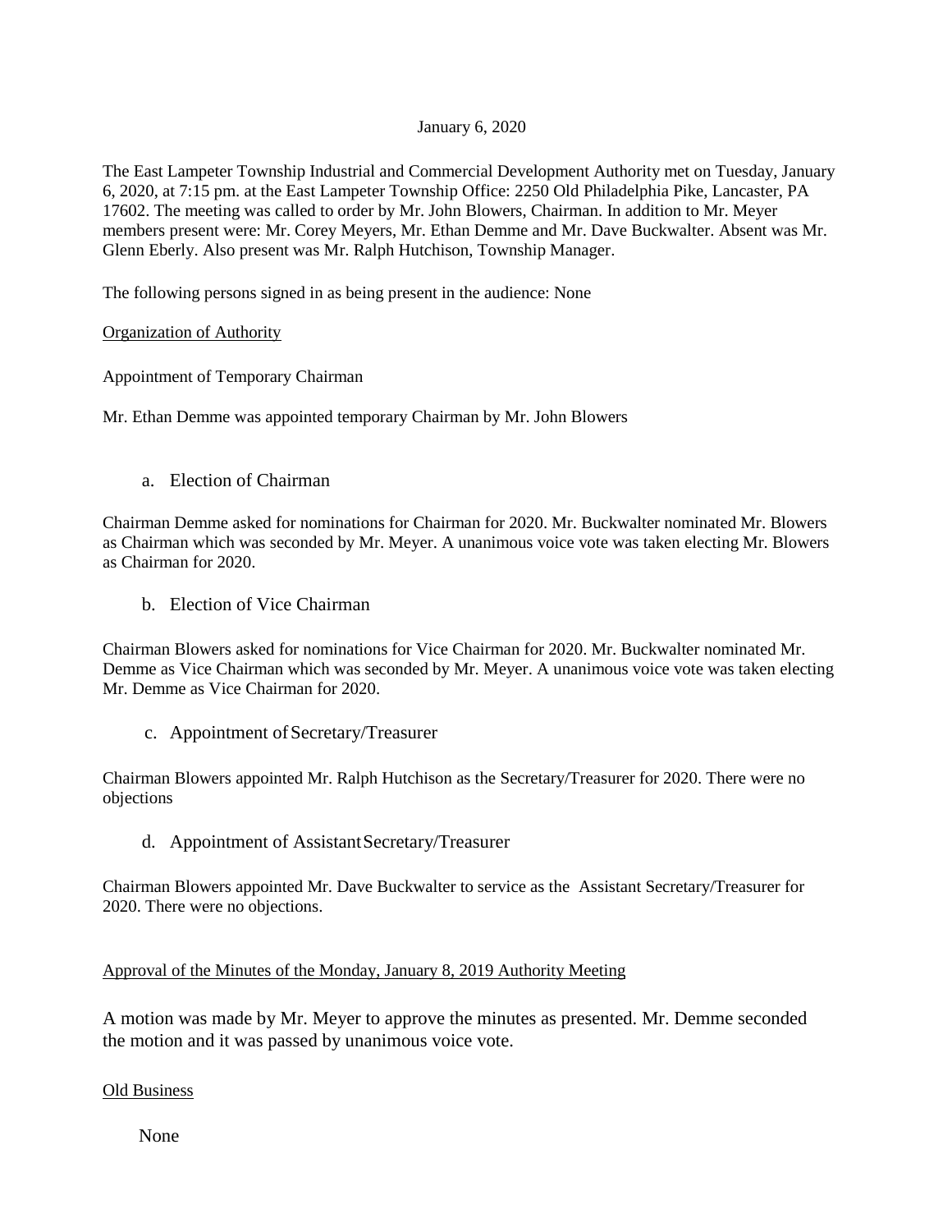January 6, 2020

The East Lampeter Township Industrial and Commercial Development Authority met on Tuesday, January 6, 2020, at 7:15 pm. at the East Lampeter Township Office: 2250 Old Philadelphia Pike, Lancaster, PA 17602. The meeting was called to order by Mr. John Blowers, Chairman. In addition to Mr. Meyer members present were: Mr. Corey Meyers, Mr. Ethan Demme and Mr. Dave Buckwalter. Absent was Mr. Glenn Eberly. Also present was Mr. Ralph Hutchison, Township Manager.

The following persons signed in as being present in the audience: None

Organization of Authority

Appointment of Temporary Chairman

Mr. Ethan Demme was appointed temporary Chairman by Mr. John Blowers

a. Election of Chairman

Chairman Demme asked for nominations for Chairman for 2020. Mr. Buckwalter nominated Mr. Blowers as Chairman which was seconded by Mr. Meyer. A unanimous voice vote was taken electing Mr. Blowers as Chairman for 2020.

b. Election of Vice Chairman

Chairman Blowers asked for nominations for Vice Chairman for 2020. Mr. Buckwalter nominated Mr. Demme as Vice Chairman which was seconded by Mr. Meyer. A unanimous voice vote was taken electing Mr. Demme as Vice Chairman for 2020.

c. Appointment of Secretary/Treasurer

Chairman Blowers appointed Mr. Ralph Hutchison as the Secretary/Treasurer for 2020. There were no objections

d. Appointment of Assistant Secretary/Treasurer

Chairman Blowers appointed Mr. Dave Buckwalter to service as the Assistant Secretary/Treasurer for 2020. There were no objections.

Approval of the Minutes of the Monday, January 8, 2019 Authority Meeting

A motion was made by Mr. Meyer to approve the minutes as presented. Mr. Demme seconded the motion and it was passed by unanimous voice vote.

Old Business

None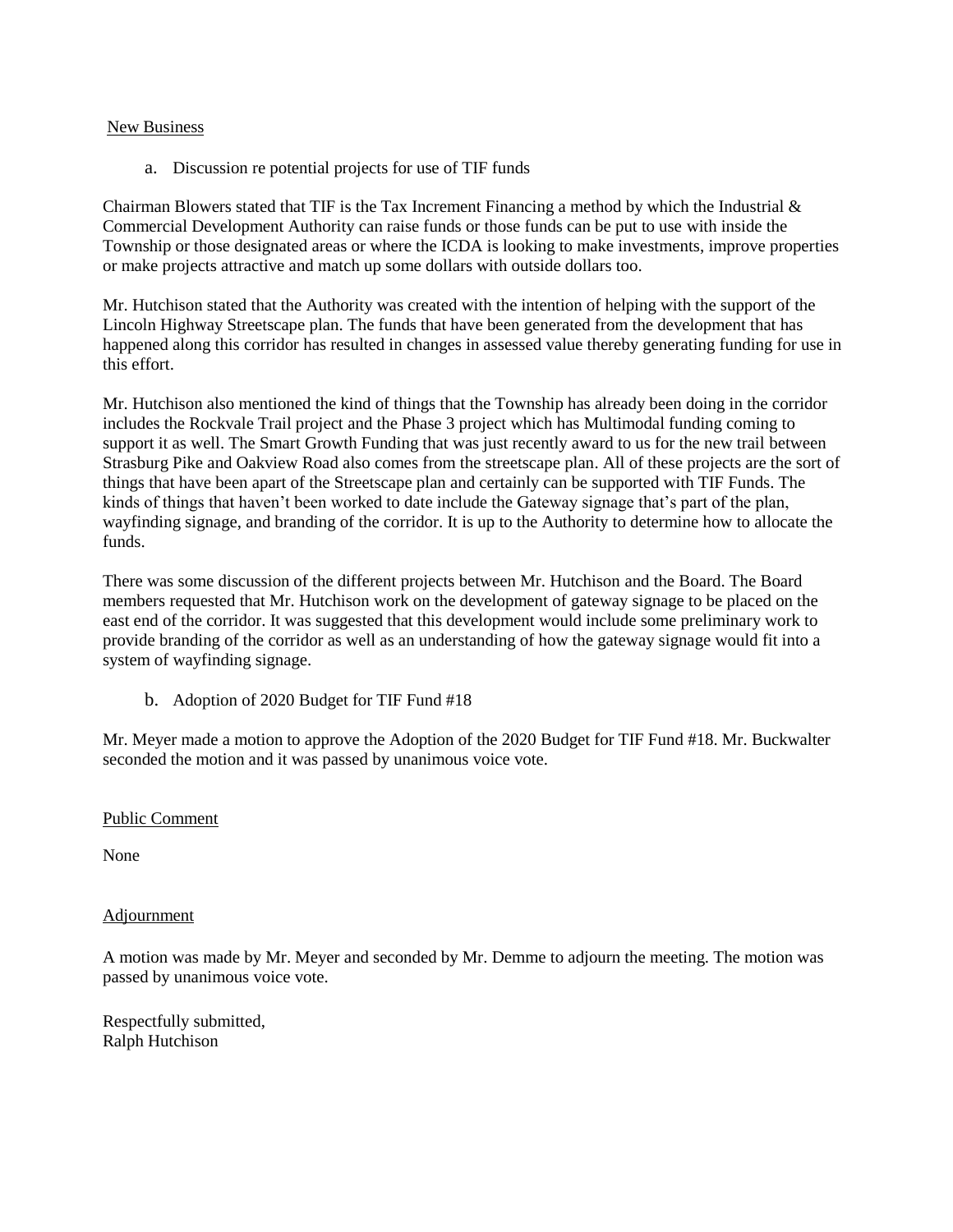## New Business

a. Discussion re potential projects for use of TIF funds

Chairman Blowers stated that TIF is the Tax Increment Financing a method by which the Industrial & Commercial Development Authority can raise funds or those funds can be put to use with inside the Township or those designated areas or where the ICDA is looking to make investments, improve properties or make projects attractive and match up some dollars with outside dollars too.

Mr. Hutchison stated that the Authority was created with the intention of helping with the support of the Lincoln Highway Streetscape plan. The funds that have been generated from the development that has happened along this corridor has resulted in changes in assessed value thereby generating funding for use in this effort.

Mr. Hutchison also mentioned the kind of things that the Township has already been doing in the corridor includes the Rockvale Trail project and the Phase 3 project which has Multimodal funding coming to support it as well. The Smart Growth Funding that was just recently award to us for the new trail between Strasburg Pike and Oakview Road also comes from the streetscape plan. All of these projects are the sort of things that have been apart of the Streetscape plan and certainly can be supported with TIF Funds. The kinds of things that haven't been worked to date include the Gateway signage that's part of the plan, wayfinding signage, and branding of the corridor. It is up to the Authority to determine how to allocate the funds.

There was some discussion of the different projects between Mr. Hutchison and the Board. The Board members requested that Mr. Hutchison work on the development of gateway signage to be placed on the east end of the corridor. It was suggested that this development would include some preliminary work to provide branding of the corridor as well as an understanding of how the gateway signage would fit into a system of wayfinding signage.

b. Adoption of 2020 Budget for TIF Fund #18

Mr. Meyer made a motion to approve the Adoption of the 2020 Budget for TIF Fund #18. Mr. Buckwalter seconded the motion and it was passed by unanimous voice vote.

## Public Comment

None

## Adjournment

A motion was made by Mr. Meyer and seconded by Mr. Demme to adjourn the meeting. The motion was passed by unanimous voice vote.

Respectfully submitted,
Ralph Hutchison